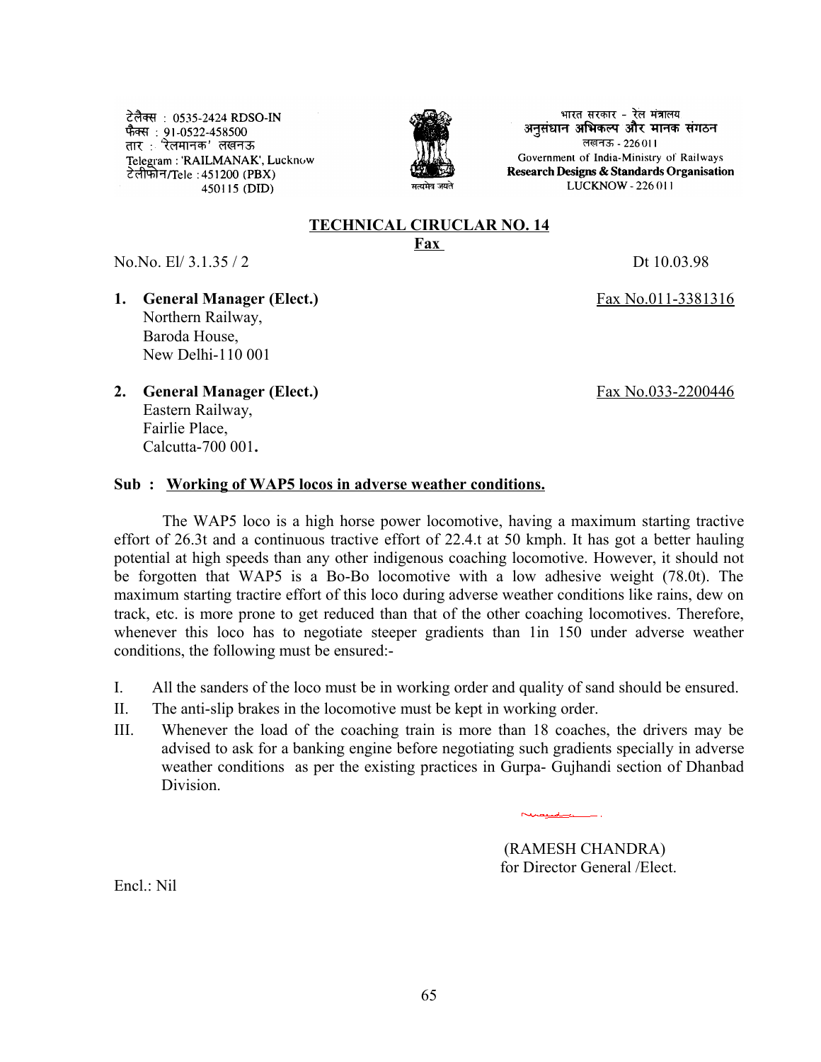टेलैक्स : 0535-2424 RDSO-IN
फैक्स : 91-0522-458500
तार : 'रेलमानक' लखनऊ
Telegram : 'RAILMANAK', Lucknow
टेलीफोन/Tele : 451200 (PBX)
450115 (DID)

सत्यमेव जयते

भारत सरकार - रेल मंत्रालय
अनुसंधान अभिकल्प और मानक संगठन
लखनऊ - 226 011
Government of India-Ministry of Railways
**Research Designs & Standards Organisation**
LUCKNOW - 226 011

## TECHNICAL CIRUCLAR NO. 14

**Fax**

No.No. El/ 3.1.35 / 2 Dt 10.03.98

1. **General Manager (Elect.)** Fax No.011-3381316
   Northern Railway,
   Baroda House,
   New Delhi-110 001

2. **General Manager (Elect.)** Fax No.033-2200446
   Eastern Railway,
   Fairlie Place,
   Calcutta-700 001.

**Sub : Working of WAP5 locos in adverse weather conditions.**

The WAP5 loco is a high horse power locomotive, having a maximum starting tractive effort of 26.3t and a continuous tractive effort of 22.4.t at 50 kmph. It has got a better hauling potential at high speeds than any other indigenous coaching locomotive. However, it should not be forgotten that WAP5 is a Bo-Bo locomotive with a low adhesive weight (78.0t). The maximum starting tractire effort of this loco during adverse weather conditions like rains, dew on track, etc. is more prone to get reduced than that of the other coaching locomotives. Therefore, whenever this loco has to negotiate steeper gradients than 1in 150 under adverse weather conditions, the following must be ensured:-

I. All the sanders of the loco must be in working order and quality of sand should be ensured.

II. The anti-slip brakes in the locomotive must be kept in working order.

III. Whenever the load of the coaching train is more than 18 coaches, the drivers may be advised to ask for a banking engine before negotiating such gradients specially in adverse weather conditions as per the existing practices in Gurpa- Gujhandi section of Dhanbad Division.

(RAMESH CHANDRA)
for Director General /Elect.

Encl.: Nil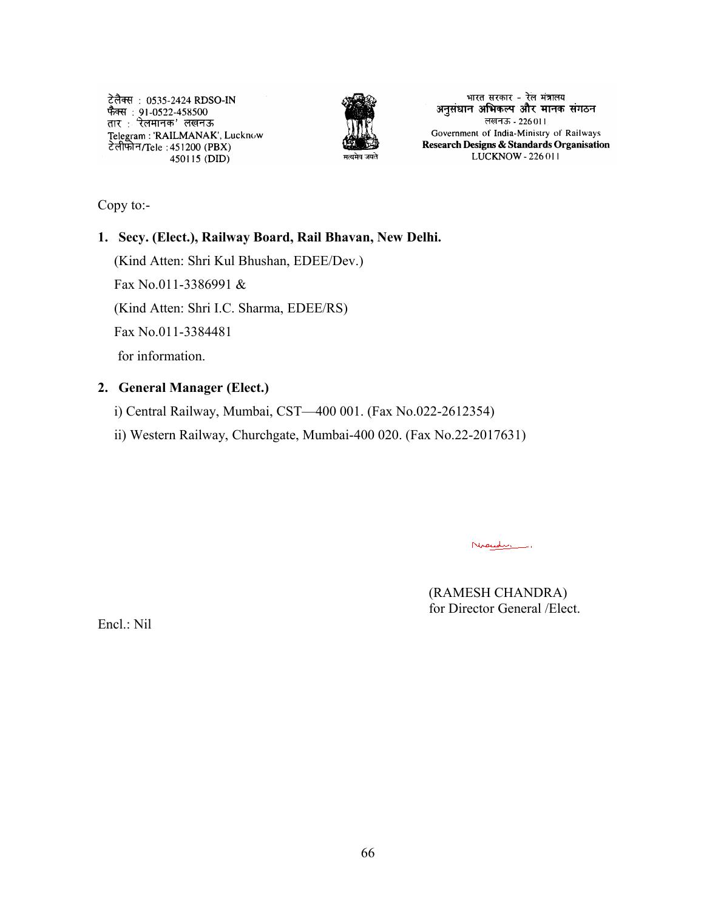टेलैक्स : 0535-2424 RDSO-IN
फैक्स : 91-0522-458500
तार : 'रेलमानक' लखनऊ
Telegram : 'RAILMANAK', Lucknow
टेलीफोन/Tele : 451200 (PBX)
450115 (DID)

भारत सरकार - रेल मंत्रालय
**अनुसंधान अभिकल्प और मानक संगठन**
लखनऊ - 226011
Government of India-Ministry of Railways
**Research Designs & Standards Organisation**
LUCKNOW - 226011

Copy to:-

1. **Secy. (Elect.), Railway Board, Rail Bhavan, New Delhi.**
   (Kind Atten: Shri Kul Bhushan, EDEE/Dev.)
   Fax No.011-3386991 &
   (Kind Atten: Shri I.C. Sharma, EDEE/RS)
   Fax No.011-3384481
   for information.

2. **General Manager (Elect.)**
   i) Central Railway, Mumbai, CST—400 001. (Fax No.022-2612354)
   ii) Western Railway, Churchgate, Mumbai-400 020. (Fax No.22-2017631)

(RAMESH CHANDRA)
for Director General /Elect.

Encl.: Nil